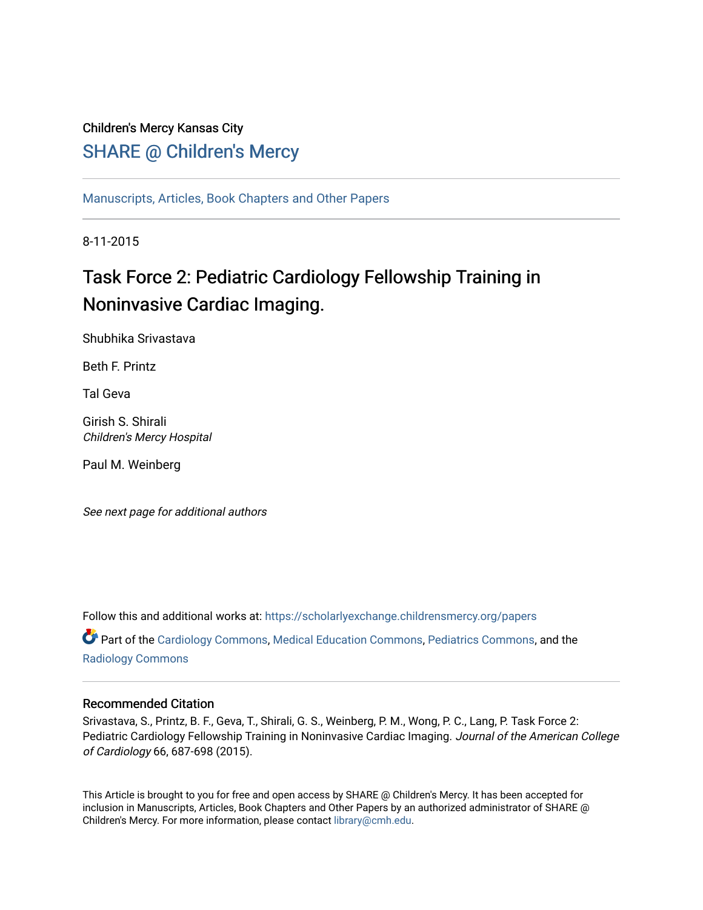Children's Mercy Kansas City

SHARE @ Children's Mercy

Manuscripts, Articles, Book Chapters and Other Papers

8-11-2015

# Task Force 2: Pediatric Cardiology Fellowship Training in Noninvasive Cardiac Imaging.

Shubhika Srivastava

Beth F. Printz

Tal Geva

Girish S. Shirali
*Children's Mercy Hospital*

Paul M. Weinberg

*See next page for additional authors*

Follow this and additional works at: https://scholarlyexchange.childrensmercy.org/papers

Part of the Cardiology Commons, Medical Education Commons, Pediatrics Commons, and the Radiology Commons

## Recommended Citation

Srivastava, S., Printz, B. F., Geva, T., Shirali, G. S., Weinberg, P. M., Wong, P. C., Lang, P. Task Force 2: Pediatric Cardiology Fellowship Training in Noninvasive Cardiac Imaging. *Journal of the American College of Cardiology* 66, 687-698 (2015).

This Article is brought to you for free and open access by SHARE @ Children's Mercy. It has been accepted for inclusion in Manuscripts, Articles, Book Chapters and Other Papers by an authorized administrator of SHARE @ Children's Mercy. For more information, please contact library@cmh.edu.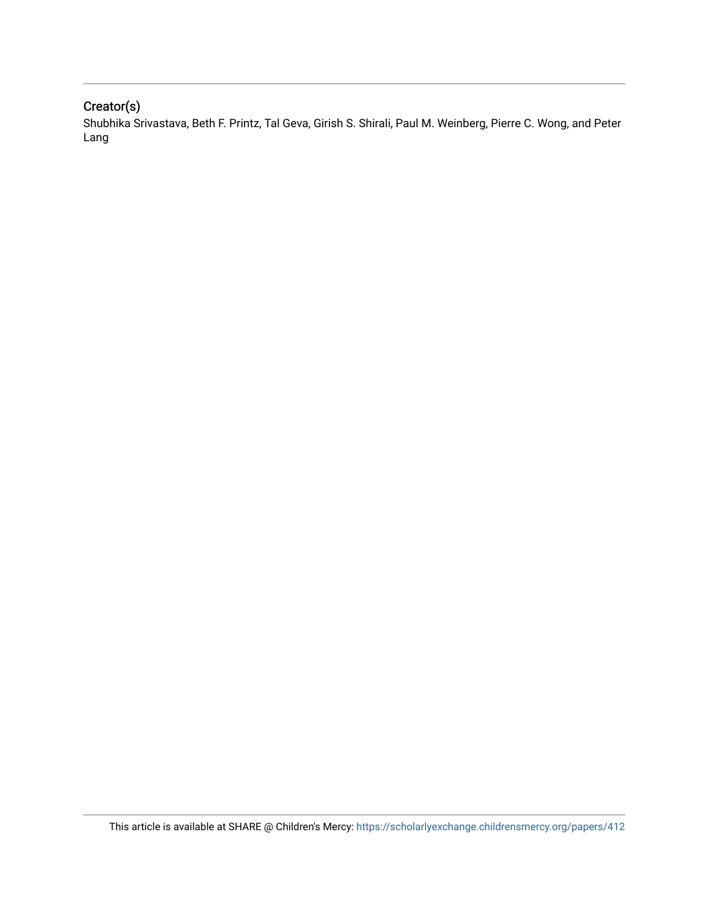## Creator(s)

Shubhika Srivastava, Beth F. Printz, Tal Geva, Girish S. Shirali, Paul M. Weinberg, Pierre C. Wong, and Peter Lang

This article is available at SHARE @ Children's Mercy: https://scholarlyexchange.childrensmercy.org/papers/412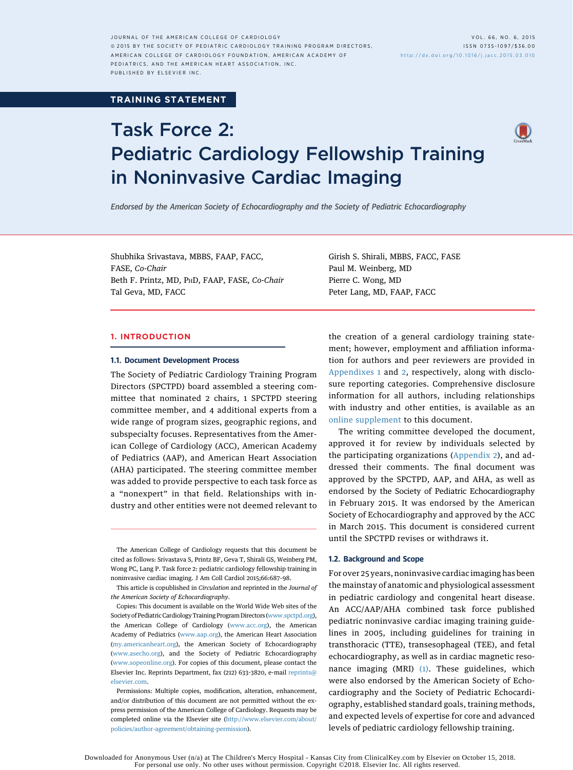TRAINING STATEMENT

# Task Force 2: Pediatric Cardiology Fellowship Training in Noninvasive Cardiac Imaging

*Endorsed by the American Society of Echocardiography and the Society of Pediatric Echocardiography*

Shubhika Srivastava, MBBS, FAAP, FACC, FASE, *Co-Chair*
Beth F. Printz, MD, PhD, FAAP, FASE, *Co-Chair*
Tal Geva, MD, FACC
Girish S. Shirali, MBBS, FACC, FASE
Paul M. Weinberg, MD
Pierre C. Wong, MD
Peter Lang, MD, FAAP, FACC

## 1. INTRODUCTION

### 1.1. Document Development Process

The Society of Pediatric Cardiology Training Program Directors (SPCTPD) board assembled a steering committee that nominated 2 chairs, 1 SPCTPD steering committee member, and 4 additional experts from a wide range of program sizes, geographic regions, and subspecialty focuses. Representatives from the American College of Cardiology (ACC), American Academy of Pediatrics (AAP), and American Heart Association (AHA) participated. The steering committee member was added to provide perspective to each task force as a "nonexpert" in that field. Relationships with industry and other entities were not deemed relevant to the creation of a general cardiology training statement; however, employment and affiliation information for authors and peer reviewers are provided in Appendixes 1 and 2, respectively, along with disclosure reporting categories. Comprehensive disclosure information for all authors, including relationships with industry and other entities, is available as an online supplement to this document.

The writing committee developed the document, approved it for review by individuals selected by the participating organizations (Appendix 2), and addressed their comments. The final document was approved by the SPCTPD, AAP, and AHA, as well as endorsed by the Society of Pediatric Echocardiography in February 2015. It was endorsed by the American Society of Echocardiography and approved by the ACC in March 2015. This document is considered current until the SPCTPD revises or withdraws it.

### 1.2. Background and Scope

For over 25 years, noninvasive cardiac imaging has been the mainstay of anatomic and physiological assessment in pediatric cardiology and congenital heart disease. An ACC/AAP/AHA combined task force published pediatric noninvasive cardiac imaging training guidelines in 2005, including guidelines for training in transthoracic (TTE), transesophageal (TEE), and fetal echocardiography, as well as in cardiac magnetic resonance imaging (MRI) (1). These guidelines, which were also endorsed by the American Society of Echocardiography and the Society of Pediatric Echocardiography, established standard goals, training methods, and expected levels of expertise for core and advanced levels of pediatric cardiology fellowship training.

---

The American College of Cardiology requests that this document be cited as follows: Srivastava S, Printz BF, Geva T, Shirali GS, Weinberg PM, Wong PC, Lang P. Task force 2: pediatric cardiology fellowship training in noninvasive cardiac imaging. J Am Coll Cardiol 2015;66:687–98.

This article is copublished in *Circulation* and reprinted in the *Journal of the American Society of Echocardiography*.

Copies: This document is available on the World Wide Web sites of the Society of Pediatric Cardiology Training Program Directors (www.spctpd.org), the American College of Cardiology (www.acc.org), the American Academy of Pediatrics (www.aap.org), the American Heart Association (my.americanheart.org), the American Society of Echocardiography (www.asecho.org), and the Society of Pediatric Echocardiography (www.sopeonline.org). For copies of this document, please contact the Elsevier Inc. Reprints Department, fax (212) 633-3820, e-mail reprints@elsevier.com.

Permissions: Multiple copies, modification, alteration, enhancement, and/or distribution of this document are not permitted without the express permission of the American College of Cardiology. Requests may be completed online via the Elsevier site (http://www.elsevier.com/about/policies/author-agreement/obtaining-permission).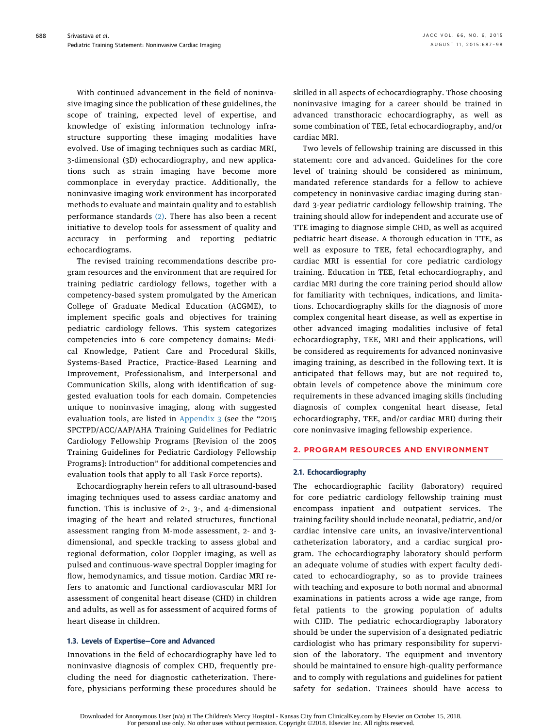With continued advancement in the field of noninvasive imaging since the publication of these guidelines, the scope of training, expected level of expertise, and knowledge of existing information technology infrastructure supporting these imaging modalities have evolved. Use of imaging techniques such as cardiac MRI, 3-dimensional (3D) echocardiography, and new applications such as strain imaging have become more commonplace in everyday practice. Additionally, the noninvasive imaging work environment has incorporated methods to evaluate and maintain quality and to establish performance standards (2). There has also been a recent initiative to develop tools for assessment of quality and accuracy in performing and reporting pediatric echocardiograms.

The revised training recommendations describe program resources and the environment that are required for training pediatric cardiology fellows, together with a competency-based system promulgated by the American College of Graduate Medical Education (ACGME), to implement specific goals and objectives for training pediatric cardiology fellows. This system categorizes competencies into 6 core competency domains: Medical Knowledge, Patient Care and Procedural Skills, Systems-Based Practice, Practice-Based Learning and Improvement, Professionalism, and Interpersonal and Communication Skills, along with identification of suggested evaluation tools for each domain. Competencies unique to noninvasive imaging, along with suggested evaluation tools, are listed in Appendix 3 (see the "2015 SPCTPD/ACC/AAP/AHA Training Guidelines for Pediatric Cardiology Fellowship Programs [Revision of the 2005 Training Guidelines for Pediatric Cardiology Fellowship Programs]: Introduction" for additional competencies and evaluation tools that apply to all Task Force reports).

Echocardiography herein refers to all ultrasound-based imaging techniques used to assess cardiac anatomy and function. This is inclusive of 2-, 3-, and 4-dimensional imaging of the heart and related structures, functional assessment ranging from M-mode assessment, 2- and 3-dimensional, and speckle tracking to assess global and regional deformation, color Doppler imaging, as well as pulsed and continuous-wave spectral Doppler imaging for flow, hemodynamics, and tissue motion. Cardiac MRI refers to anatomic and functional cardiovascular MRI for assessment of congenital heart disease (CHD) in children and adults, as well as for assessment of acquired forms of heart disease in children.

### 1.3. Levels of Expertise—Core and Advanced

Innovations in the field of echocardiography have led to noninvasive diagnosis of complex CHD, frequently precluding the need for diagnostic catheterization. Therefore, physicians performing these procedures should be skilled in all aspects of echocardiography. Those choosing noninvasive imaging for a career should be trained in advanced transthoracic echocardiography, as well as some combination of TEE, fetal echocardiography, and/or cardiac MRI.

Two levels of fellowship training are discussed in this statement: core and advanced. Guidelines for the core level of training should be considered as minimum, mandated reference standards for a fellow to achieve competency in noninvasive cardiac imaging during standard 3-year pediatric cardiology fellowship training. The training should allow for independent and accurate use of TTE imaging to diagnose simple CHD, as well as acquired pediatric heart disease. A thorough education in TTE, as well as exposure to TEE, fetal echocardiography, and cardiac MRI is essential for core pediatric cardiology training. Education in TEE, fetal echocardiography, and cardiac MRI during the core training period should allow for familiarity with techniques, indications, and limitations. Echocardiography skills for the diagnosis of more complex congenital heart disease, as well as expertise in other advanced imaging modalities inclusive of fetal echocardiography, TEE, MRI and their applications, will be considered as requirements for advanced noninvasive imaging training, as described in the following text. It is anticipated that fellows may, but are not required to, obtain levels of competence above the minimum core requirements in these advanced imaging skills (including diagnosis of complex congenital heart disease, fetal echocardiography, TEE, and/or cardiac MRI) during their core noninvasive imaging fellowship experience.

## 2. PROGRAM RESOURCES AND ENVIRONMENT

### 2.1. Echocardiography

The echocardiographic facility (laboratory) required for core pediatric cardiology fellowship training must encompass inpatient and outpatient services. The training facility should include neonatal, pediatric, and/or cardiac intensive care units, an invasive/interventional catheterization laboratory, and a cardiac surgical program. The echocardiography laboratory should perform an adequate volume of studies with expert faculty dedicated to echocardiography, so as to provide trainees with teaching and exposure to both normal and abnormal examinations in patients across a wide age range, from fetal patients to the growing population of adults with CHD. The pediatric echocardiography laboratory should be under the supervision of a designated pediatric cardiologist who has primary responsibility for supervision of the laboratory. The equipment and inventory should be maintained to ensure high-quality performance and to comply with regulations and guidelines for patient safety for sedation. Trainees should have access to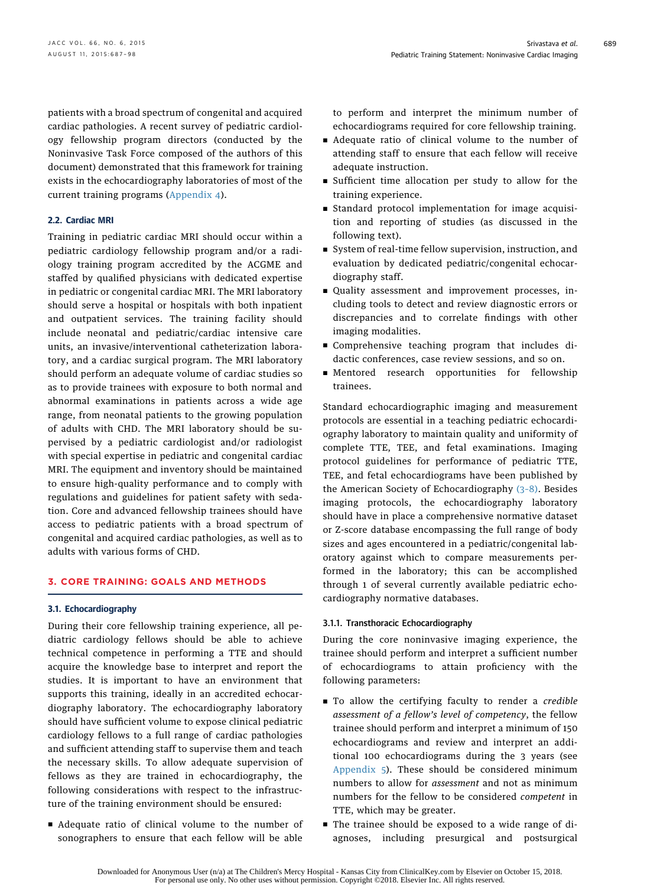patients with a broad spectrum of congenital and acquired cardiac pathologies. A recent survey of pediatric cardiology fellowship program directors (conducted by the Noninvasive Task Force composed of the authors of this document) demonstrated that this framework for training exists in the echocardiography laboratories of most of the current training programs (Appendix 4).

### 2.2. Cardiac MRI

Training in pediatric cardiac MRI should occur within a pediatric cardiology fellowship program and/or a radiology training program accredited by the ACGME and staffed by qualified physicians with dedicated expertise in pediatric or congenital cardiac MRI. The MRI laboratory should serve a hospital or hospitals with both inpatient and outpatient services. The training facility should include neonatal and pediatric/cardiac intensive care units, an invasive/interventional catheterization laboratory, and a cardiac surgical program. The MRI laboratory should perform an adequate volume of cardiac studies so as to provide trainees with exposure to both normal and abnormal examinations in patients across a wide age range, from neonatal patients to the growing population of adults with CHD. The MRI laboratory should be supervised by a pediatric cardiologist and/or radiologist with special expertise in pediatric and congenital cardiac MRI. The equipment and inventory should be maintained to ensure high-quality performance and to comply with regulations and guidelines for patient safety with sedation. Core and advanced fellowship trainees should have access to pediatric patients with a broad spectrum of congenital and acquired cardiac pathologies, as well as to adults with various forms of CHD.

## 3. CORE TRAINING: GOALS AND METHODS

### 3.1. Echocardiography

During their core fellowship training experience, all pediatric cardiology fellows should be able to achieve technical competence in performing a TTE and should acquire the knowledge base to interpret and report the studies. It is important to have an environment that supports this training, ideally in an accredited echocardiography laboratory. The echocardiography laboratory should have sufficient volume to expose clinical pediatric cardiology fellows to a full range of cardiac pathologies and sufficient attending staff to supervise them and teach the necessary skills. To allow adequate supervision of fellows as they are trained in echocardiography, the following considerations with respect to the infrastructure of the training environment should be ensured:

- Adequate ratio of clinical volume to the number of sonographers to ensure that each fellow will be able to perform and interpret the minimum number of echocardiograms required for core fellowship training.
- Adequate ratio of clinical volume to the number of attending staff to ensure that each fellow will receive adequate instruction.
- Sufficient time allocation per study to allow for the training experience.
- Standard protocol implementation for image acquisition and reporting of studies (as discussed in the following text).
- System of real-time fellow supervision, instruction, and evaluation by dedicated pediatric/congenital echocardiography staff.
- Quality assessment and improvement processes, including tools to detect and review diagnostic errors or discrepancies and to correlate findings with other imaging modalities.
- Comprehensive teaching program that includes didactic conferences, case review sessions, and so on.
- Mentored research opportunities for fellowship trainees.

Standard echocardiographic imaging and measurement protocols are essential in a teaching pediatric echocardiography laboratory to maintain quality and uniformity of complete TTE, TEE, and fetal examinations. Imaging protocol guidelines for performance of pediatric TTE, TEE, and fetal echocardiograms have been published by the American Society of Echocardiography (3–8). Besides imaging protocols, the echocardiography laboratory should have in place a comprehensive normative dataset or Z-score database encompassing the full range of body sizes and ages encountered in a pediatric/congenital laboratory against which to compare measurements performed in the laboratory; this can be accomplished through 1 of several currently available pediatric echocardiography normative databases.

#### 3.1.1. Transthoracic Echocardiography

During the core noninvasive imaging experience, the trainee should perform and interpret a sufficient number of echocardiograms to attain proficiency with the following parameters:

- To allow the certifying faculty to render a *credible assessment of a fellow's level of competency*, the fellow trainee should perform and interpret a minimum of 150 echocardiograms and review and interpret an additional 100 echocardiograms during the 3 years (see Appendix 5). These should be considered minimum numbers to allow for *assessment* and not as minimum numbers for the fellow to be considered *competent* in TTE, which may be greater.
- The trainee should be exposed to a wide range of diagnoses, including presurgical and postsurgical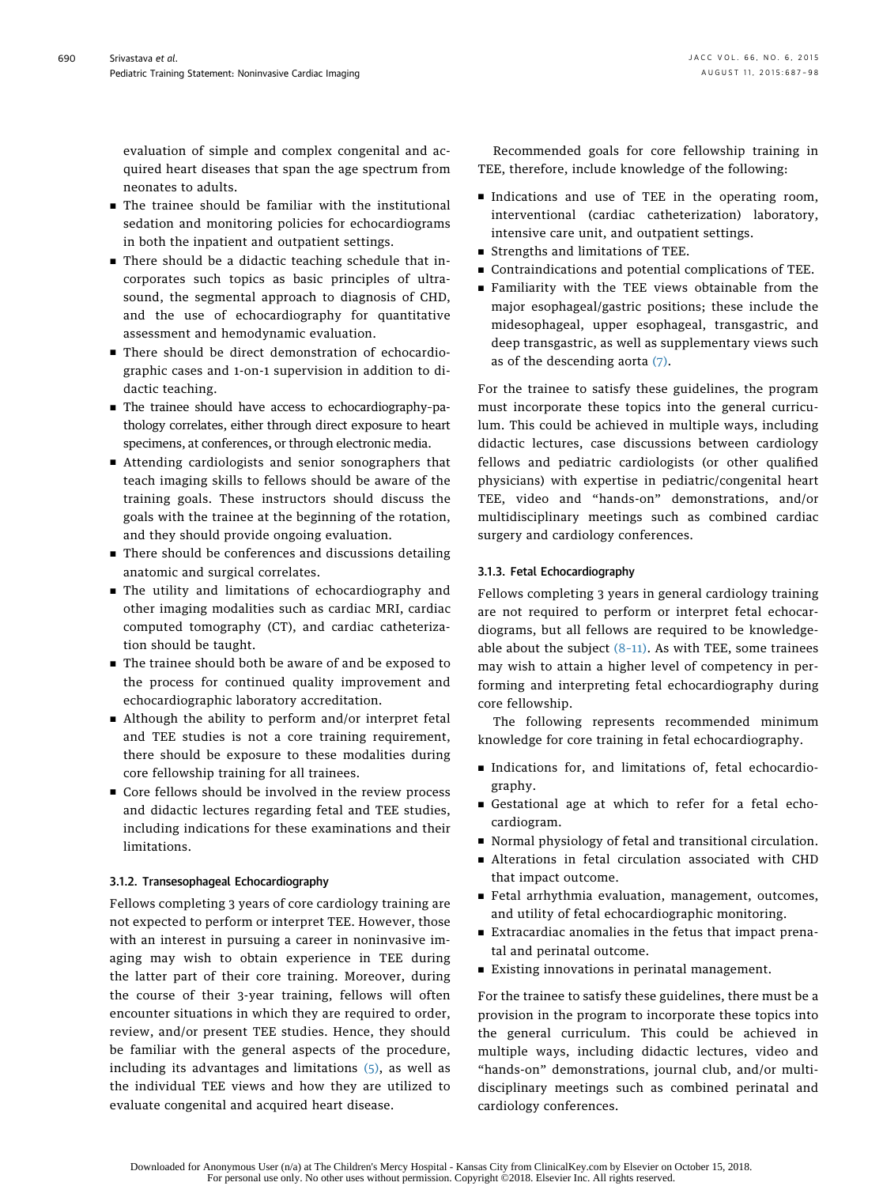evaluation of simple and complex congenital and acquired heart diseases that span the age spectrum from neonates to adults.

- The trainee should be familiar with the institutional sedation and monitoring policies for echocardiograms in both the inpatient and outpatient settings.
- There should be a didactic teaching schedule that incorporates such topics as basic principles of ultrasound, the segmental approach to diagnosis of CHD, and the use of echocardiography for quantitative assessment and hemodynamic evaluation.
- There should be direct demonstration of echocardiographic cases and 1-on-1 supervision in addition to didactic teaching.
- The trainee should have access to echocardiography-pathology correlates, either through direct exposure to heart specimens, at conferences, or through electronic media.
- Attending cardiologists and senior sonographers that teach imaging skills to fellows should be aware of the training goals. These instructors should discuss the goals with the trainee at the beginning of the rotation, and they should provide ongoing evaluation.
- There should be conferences and discussions detailing anatomic and surgical correlates.
- The utility and limitations of echocardiography and other imaging modalities such as cardiac MRI, cardiac computed tomography (CT), and cardiac catheterization should be taught.
- The trainee should both be aware of and be exposed to the process for continued quality improvement and echocardiographic laboratory accreditation.
- Although the ability to perform and/or interpret fetal and TEE studies is not a core training requirement, there should be exposure to these modalities during core fellowship training for all trainees.
- Core fellows should be involved in the review process and didactic lectures regarding fetal and TEE studies, including indications for these examinations and their limitations.

#### 3.1.2. Transesophageal Echocardiography

Fellows completing 3 years of core cardiology training are not expected to perform or interpret TEE. However, those with an interest in pursuing a career in noninvasive imaging may wish to obtain experience in TEE during the latter part of their core training. Moreover, during the course of their 3-year training, fellows will often encounter situations in which they are required to order, review, and/or present TEE studies. Hence, they should be familiar with the general aspects of the procedure, including its advantages and limitations (5), as well as the individual TEE views and how they are utilized to evaluate congenital and acquired heart disease.

Recommended goals for core fellowship training in TEE, therefore, include knowledge of the following:

- Indications and use of TEE in the operating room, interventional (cardiac catheterization) laboratory, intensive care unit, and outpatient settings.
- Strengths and limitations of TEE.
- Contraindications and potential complications of TEE.
- Familiarity with the TEE views obtainable from the major esophageal/gastric positions; these include the midesophageal, upper esophageal, transgastric, and deep transgastric, as well as supplementary views such as of the descending aorta (7).

For the trainee to satisfy these guidelines, the program must incorporate these topics into the general curriculum. This could be achieved in multiple ways, including didactic lectures, case discussions between cardiology fellows and pediatric cardiologists (or other qualified physicians) with expertise in pediatric/congenital heart TEE, video and "hands-on" demonstrations, and/or multidisciplinary meetings such as combined cardiac surgery and cardiology conferences.

#### 3.1.3. Fetal Echocardiography

Fellows completing 3 years in general cardiology training are not required to perform or interpret fetal echocardiograms, but all fellows are required to be knowledgeable about the subject (8–11). As with TEE, some trainees may wish to attain a higher level of competency in performing and interpreting fetal echocardiography during core fellowship.

The following represents recommended minimum knowledge for core training in fetal echocardiography.

- Indications for, and limitations of, fetal echocardiography.
- Gestational age at which to refer for a fetal echocardiogram.
- Normal physiology of fetal and transitional circulation.
- Alterations in fetal circulation associated with CHD that impact outcome.
- Fetal arrhythmia evaluation, management, outcomes, and utility of fetal echocardiographic monitoring.
- Extracardiac anomalies in the fetus that impact prenatal and perinatal outcome.
- Existing innovations in perinatal management.

For the trainee to satisfy these guidelines, there must be a provision in the program to incorporate these topics into the general curriculum. This could be achieved in multiple ways, including didactic lectures, video and "hands-on" demonstrations, journal club, and/or multidisciplinary meetings such as combined perinatal and cardiology conferences.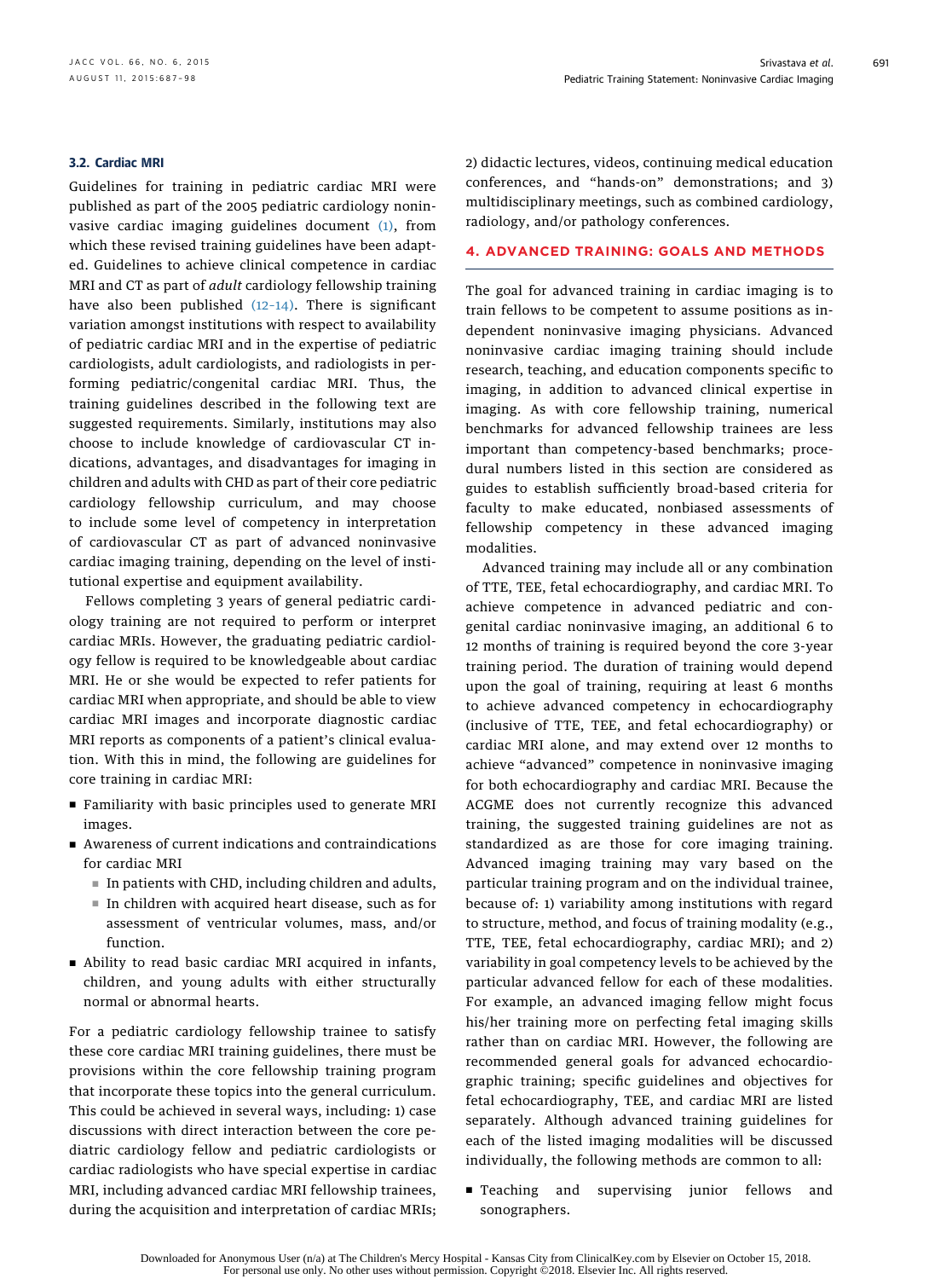### 3.2. Cardiac MRI

Guidelines for training in pediatric cardiac MRI were published as part of the 2005 pediatric cardiology noninvasive cardiac imaging guidelines document (1), from which these revised training guidelines have been adapted. Guidelines to achieve clinical competence in cardiac MRI and CT as part of *adult* cardiology fellowship training have also been published (12–14). There is significant variation amongst institutions with respect to availability of pediatric cardiac MRI and in the expertise of pediatric cardiologists, adult cardiologists, and radiologists in performing pediatric/congenital cardiac MRI. Thus, the training guidelines described in the following text are suggested requirements. Similarly, institutions may also choose to include knowledge of cardiovascular CT indications, advantages, and disadvantages for imaging in children and adults with CHD as part of their core pediatric cardiology fellowship curriculum, and may choose to include some level of competency in interpretation of cardiovascular CT as part of advanced noninvasive cardiac imaging training, depending on the level of institutional expertise and equipment availability.

Fellows completing 3 years of general pediatric cardiology training are not required to perform or interpret cardiac MRIs. However, the graduating pediatric cardiology fellow is required to be knowledgeable about cardiac MRI. He or she would be expected to refer patients for cardiac MRI when appropriate, and should be able to view cardiac MRI images and incorporate diagnostic cardiac MRI reports as components of a patient's clinical evaluation. With this in mind, the following are guidelines for core training in cardiac MRI:

- Familiarity with basic principles used to generate MRI images.
- Awareness of current indications and contraindications for cardiac MRI
  - In patients with CHD, including children and adults,
  - In children with acquired heart disease, such as for assessment of ventricular volumes, mass, and/or function.
- Ability to read basic cardiac MRI acquired in infants, children, and young adults with either structurally normal or abnormal hearts.

For a pediatric cardiology fellowship trainee to satisfy these core cardiac MRI training guidelines, there must be provisions within the core fellowship training program that incorporate these topics into the general curriculum. This could be achieved in several ways, including: 1) case discussions with direct interaction between the core pediatric cardiology fellow and pediatric cardiologists or cardiac radiologists who have special expertise in cardiac MRI, including advanced cardiac MRI fellowship trainees, during the acquisition and interpretation of cardiac MRIs; 2) didactic lectures, videos, continuing medical education conferences, and "hands-on" demonstrations; and 3) multidisciplinary meetings, such as combined cardiology, radiology, and/or pathology conferences.

## 4. ADVANCED TRAINING: GOALS AND METHODS

The goal for advanced training in cardiac imaging is to train fellows to be competent to assume positions as independent noninvasive imaging physicians. Advanced noninvasive cardiac imaging training should include research, teaching, and education components specific to imaging, in addition to advanced clinical expertise in imaging. As with core fellowship training, numerical benchmarks for advanced fellowship trainees are less important than competency-based benchmarks; procedural numbers listed in this section are considered as guides to establish sufficiently broad-based criteria for faculty to make educated, nonbiased assessments of fellowship competency in these advanced imaging modalities.

Advanced training may include all or any combination of TTE, TEE, fetal echocardiography, and cardiac MRI. To achieve competence in advanced pediatric and congenital cardiac noninvasive imaging, an additional 6 to 12 months of training is required beyond the core 3-year training period. The duration of training would depend upon the goal of training, requiring at least 6 months to achieve advanced competency in echocardiography (inclusive of TTE, TEE, and fetal echocardiography) or cardiac MRI alone, and may extend over 12 months to achieve "advanced" competence in noninvasive imaging for both echocardiography and cardiac MRI. Because the ACGME does not currently recognize this advanced training, the suggested training guidelines are not as standardized as are those for core imaging training. Advanced imaging training may vary based on the particular training program and on the individual trainee, because of: 1) variability among institutions with regard to structure, method, and focus of training modality (e.g., TTE, TEE, fetal echocardiography, cardiac MRI); and 2) variability in goal competency levels to be achieved by the particular advanced fellow for each of these modalities. For example, an advanced imaging fellow might focus his/her training more on perfecting fetal imaging skills rather than on cardiac MRI. However, the following are recommended general goals for advanced echocardiographic training; specific guidelines and objectives for fetal echocardiography, TEE, and cardiac MRI are listed separately. Although advanced training guidelines for each of the listed imaging modalities will be discussed individually, the following methods are common to all:

- Teaching and supervising junior fellows and sonographers.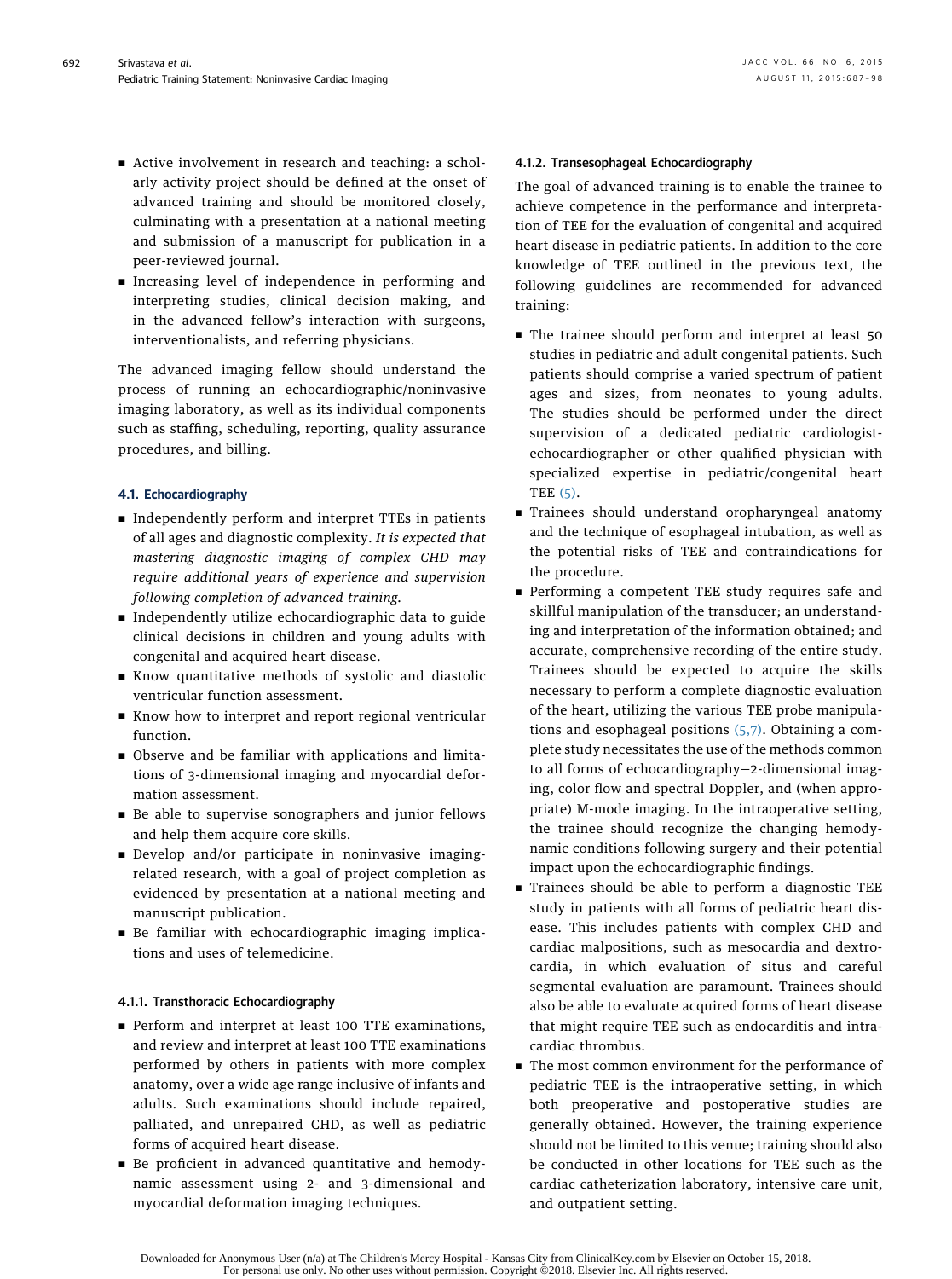- Active involvement in research and teaching: a scholarly activity project should be defined at the onset of advanced training and should be monitored closely, culminating with a presentation at a national meeting and submission of a manuscript for publication in a peer-reviewed journal.
- Increasing level of independence in performing and interpreting studies, clinical decision making, and in the advanced fellow's interaction with surgeons, interventionalists, and referring physicians.

The advanced imaging fellow should understand the process of running an echocardiographic/noninvasive imaging laboratory, as well as its individual components such as staffing, scheduling, reporting, quality assurance procedures, and billing.

### 4.1. Echocardiography

- Independently perform and interpret TTEs in patients of all ages and diagnostic complexity. *It is expected that mastering diagnostic imaging of complex CHD may require additional years of experience and supervision following completion of advanced training.*
- Independently utilize echocardiographic data to guide clinical decisions in children and young adults with congenital and acquired heart disease.
- Know quantitative methods of systolic and diastolic ventricular function assessment.
- Know how to interpret and report regional ventricular function.
- Observe and be familiar with applications and limitations of 3-dimensional imaging and myocardial deformation assessment.
- Be able to supervise sonographers and junior fellows and help them acquire core skills.
- Develop and/or participate in noninvasive imaging-related research, with a goal of project completion as evidenced by presentation at a national meeting and manuscript publication.
- Be familiar with echocardiographic imaging implications and uses of telemedicine.

#### 4.1.1. Transthoracic Echocardiography

- Perform and interpret at least 100 TTE examinations, and review and interpret at least 100 TTE examinations performed by others in patients with more complex anatomy, over a wide age range inclusive of infants and adults. Such examinations should include repaired, palliated, and unrepaired CHD, as well as pediatric forms of acquired heart disease.
- Be proficient in advanced quantitative and hemodynamic assessment using 2- and 3-dimensional and myocardial deformation imaging techniques.

#### 4.1.2. Transesophageal Echocardiography

The goal of advanced training is to enable the trainee to achieve competence in the performance and interpretation of TEE for the evaluation of congenital and acquired heart disease in pediatric patients. In addition to the core knowledge of TEE outlined in the previous text, the following guidelines are recommended for advanced training:

- The trainee should perform and interpret at least 50 studies in pediatric and adult congenital patients. Such patients should comprise a varied spectrum of patient ages and sizes, from neonates to young adults. The studies should be performed under the direct supervision of a dedicated pediatric cardiologist-echocardiographer or other qualified physician with specialized expertise in pediatric/congenital heart TEE (5).
- Trainees should understand oropharyngeal anatomy and the technique of esophageal intubation, as well as the potential risks of TEE and contraindications for the procedure.
- Performing a competent TEE study requires safe and skillful manipulation of the transducer; an understanding and interpretation of the information obtained; and accurate, comprehensive recording of the entire study. Trainees should be expected to acquire the skills necessary to perform a complete diagnostic evaluation of the heart, utilizing the various TEE probe manipulations and esophageal positions (5,7). Obtaining a complete study necessitates the use of the methods common to all forms of echocardiography—2-dimensional imaging, color flow and spectral Doppler, and (when appropriate) M-mode imaging. In the intraoperative setting, the trainee should recognize the changing hemodynamic conditions following surgery and their potential impact upon the echocardiographic findings.
- Trainees should be able to perform a diagnostic TEE study in patients with all forms of pediatric heart disease. This includes patients with complex CHD and cardiac malpositions, such as mesocardia and dextrocardia, in which evaluation of situs and careful segmental evaluation are paramount. Trainees should also be able to evaluate acquired forms of heart disease that might require TEE such as endocarditis and intracardiac thrombus.
- The most common environment for the performance of pediatric TEE is the intraoperative setting, in which both preoperative and postoperative studies are generally obtained. However, the training experience should not be limited to this venue; training should also be conducted in other locations for TEE such as the cardiac catheterization laboratory, intensive care unit, and outpatient setting.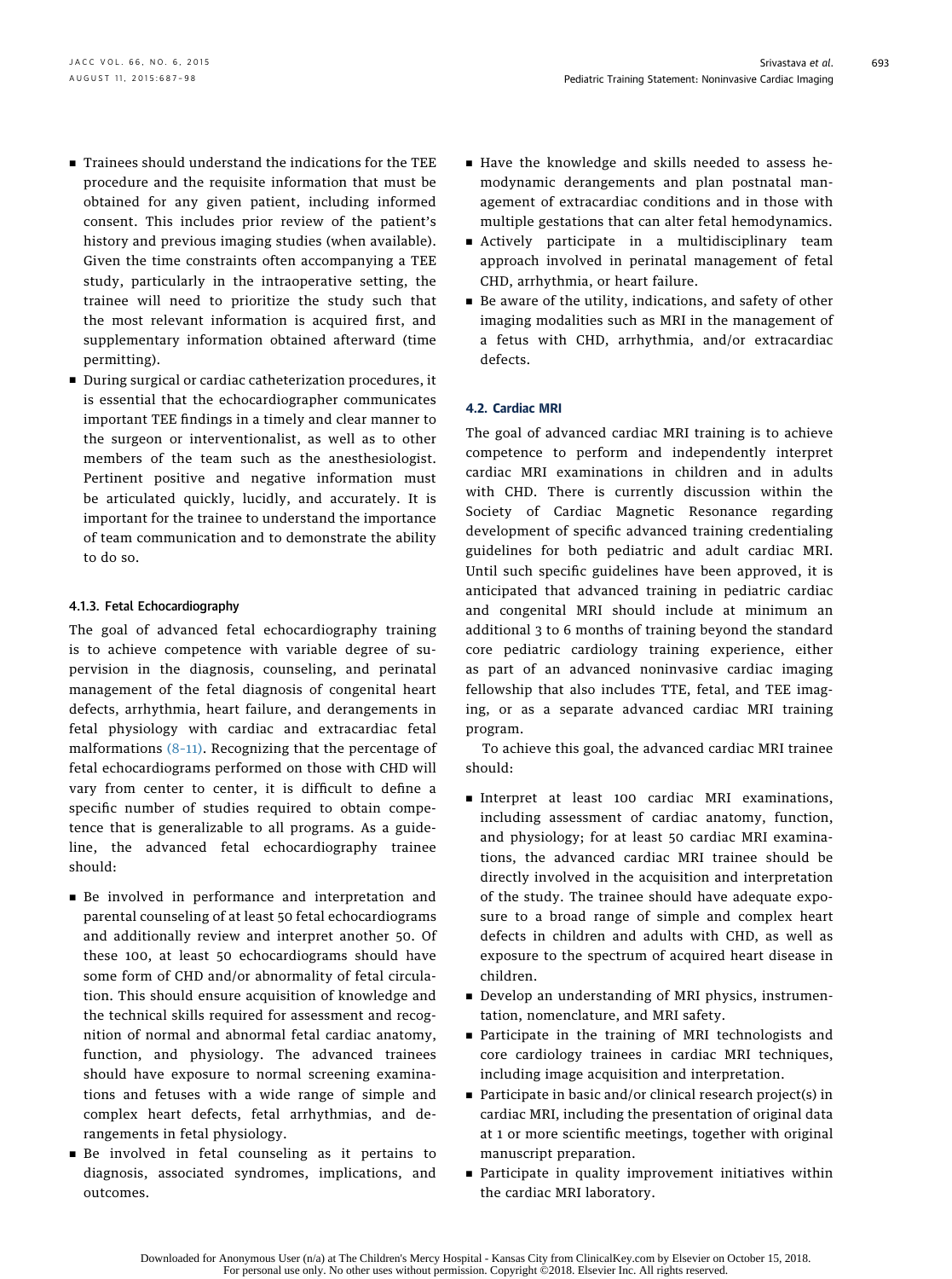- Trainees should understand the indications for the TEE procedure and the requisite information that must be obtained for any given patient, including informed consent. This includes prior review of the patient's history and previous imaging studies (when available). Given the time constraints often accompanying a TEE study, particularly in the intraoperative setting, the trainee will need to prioritize the study such that the most relevant information is acquired first, and supplementary information obtained afterward (time permitting).
- During surgical or cardiac catheterization procedures, it is essential that the echocardiographer communicates important TEE findings in a timely and clear manner to the surgeon or interventionalist, as well as to other members of the team such as the anesthesiologist. Pertinent positive and negative information must be articulated quickly, lucidly, and accurately. It is important for the trainee to understand the importance of team communication and to demonstrate the ability to do so.

#### 4.1.3. Fetal Echocardiography

The goal of advanced fetal echocardiography training is to achieve competence with variable degree of supervision in the diagnosis, counseling, and perinatal management of the fetal diagnosis of congenital heart defects, arrhythmia, heart failure, and derangements in fetal physiology with cardiac and extracardiac fetal malformations (8–11). Recognizing that the percentage of fetal echocardiograms performed on those with CHD will vary from center to center, it is difficult to define a specific number of studies required to obtain competence that is generalizable to all programs. As a guideline, the advanced fetal echocardiography trainee should:

- Be involved in performance and interpretation and parental counseling of at least 50 fetal echocardiograms and additionally review and interpret another 50. Of these 100, at least 50 echocardiograms should have some form of CHD and/or abnormality of fetal circulation. This should ensure acquisition of knowledge and the technical skills required for assessment and recognition of normal and abnormal fetal cardiac anatomy, function, and physiology. The advanced trainees should have exposure to normal screening examinations and fetuses with a wide range of simple and complex heart defects, fetal arrhythmias, and derangements in fetal physiology.
- Be involved in fetal counseling as it pertains to diagnosis, associated syndromes, implications, and outcomes.
- Have the knowledge and skills needed to assess hemodynamic derangements and plan postnatal management of extracardiac conditions and in those with multiple gestations that can alter fetal hemodynamics.
- Actively participate in a multidisciplinary team approach involved in perinatal management of fetal CHD, arrhythmia, or heart failure.
- Be aware of the utility, indications, and safety of other imaging modalities such as MRI in the management of a fetus with CHD, arrhythmia, and/or extracardiac defects.

### 4.2. Cardiac MRI

The goal of advanced cardiac MRI training is to achieve competence to perform and independently interpret cardiac MRI examinations in children and in adults with CHD. There is currently discussion within the Society of Cardiac Magnetic Resonance regarding development of specific advanced training credentialing guidelines for both pediatric and adult cardiac MRI. Until such specific guidelines have been approved, it is anticipated that advanced training in pediatric cardiac and congenital MRI should include at minimum an additional 3 to 6 months of training beyond the standard core pediatric cardiology training experience, either as part of an advanced noninvasive cardiac imaging fellowship that also includes TTE, fetal, and TEE imaging, or as a separate advanced cardiac MRI training program.

To achieve this goal, the advanced cardiac MRI trainee should:

- Interpret at least 100 cardiac MRI examinations, including assessment of cardiac anatomy, function, and physiology; for at least 50 cardiac MRI examinations, the advanced cardiac MRI trainee should be directly involved in the acquisition and interpretation of the study. The trainee should have adequate exposure to a broad range of simple and complex heart defects in children and adults with CHD, as well as exposure to the spectrum of acquired heart disease in children.
- Develop an understanding of MRI physics, instrumentation, nomenclature, and MRI safety.
- Participate in the training of MRI technologists and core cardiology trainees in cardiac MRI techniques, including image acquisition and interpretation.
- Participate in basic and/or clinical research project(s) in cardiac MRI, including the presentation of original data at 1 or more scientific meetings, together with original manuscript preparation.
- Participate in quality improvement initiatives within the cardiac MRI laboratory.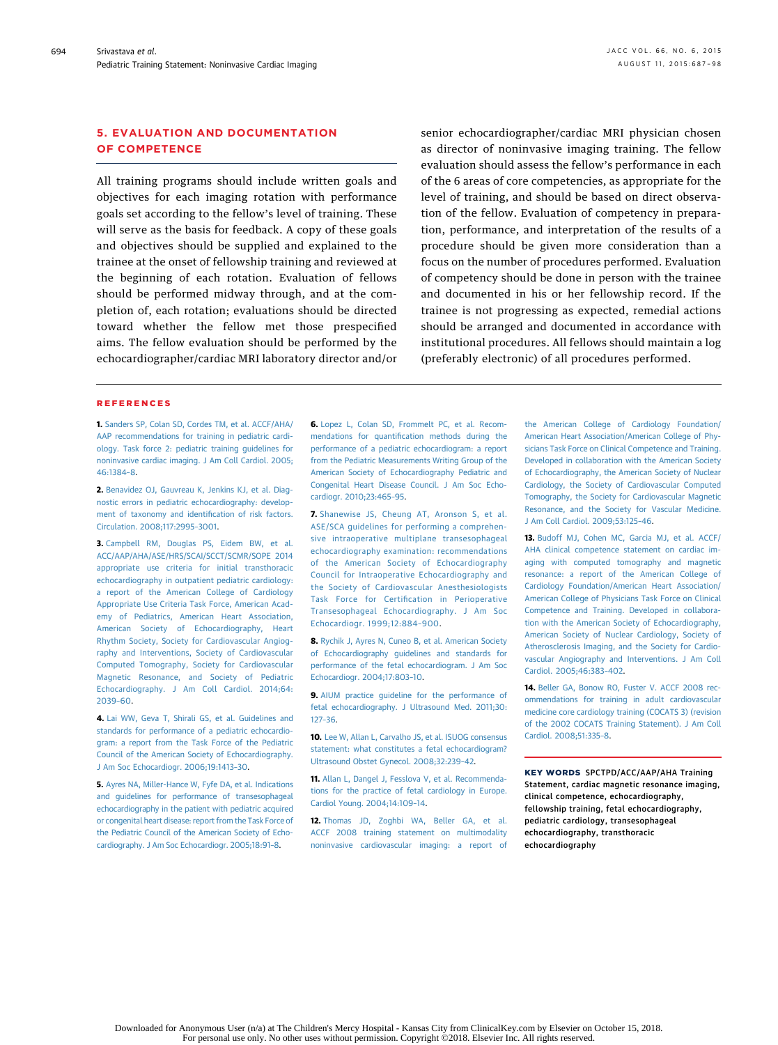## 5. EVALUATION AND DOCUMENTATION OF COMPETENCE

All training programs should include written goals and objectives for each imaging rotation with performance goals set according to the fellow's level of training. These will serve as the basis for feedback. A copy of these goals and objectives should be supplied and explained to the trainee at the onset of fellowship training and reviewed at the beginning of each rotation. Evaluation of fellows should be performed midway through, and at the completion of, each rotation; evaluations should be directed toward whether the fellow met those prespecified aims. The fellow evaluation should be performed by the echocardiographer/cardiac MRI laboratory director and/or senior echocardiographer/cardiac MRI physician chosen as director of noninvasive imaging training. The fellow evaluation should assess the fellow's performance in each of the 6 areas of core competencies, as appropriate for the level of training, and should be based on direct observation of the fellow. Evaluation of competency in preparation, performance, and interpretation of the results of a procedure should be given more consideration than a focus on the number of procedures performed. Evaluation of competency should be done in person with the trainee and documented in his or her fellowship record. If the trainee is not progressing as expected, remedial actions should be arranged and documented in accordance with institutional procedures. All fellows should maintain a log (preferably electronic) of all procedures performed.

## REFERENCES

**1.** Sanders SP, Colan SD, Cordes TM, et al. ACCF/AHA/AAP recommendations for training in pediatric cardiology. Task force 2: pediatric training guidelines for noninvasive cardiac imaging. J Am Coll Cardiol. 2005;46:1384–8.

**2.** Benavidez OJ, Gauvreau K, Jenkins KJ, et al. Diagnostic errors in pediatric echocardiography: development of taxonomy and identification of risk factors. Circulation. 2008;117:2995–3001.

**3.** Campbell RM, Douglas PS, Eidem BW, et al. ACC/AAP/AHA/ASE/HRS/SCAI/SCCT/SCMR/SOPE 2014 appropriate use criteria for initial transthoracic echocardiography in outpatient pediatric cardiology: a report of the American College of Cardiology Appropriate Use Criteria Task Force, American Academy of Pediatrics, American Heart Association, American Society of Echocardiography, Heart Rhythm Society, Society for Cardiovascular Angiography and Interventions, Society of Cardiovascular Computed Tomography, Society for Cardiovascular Magnetic Resonance, and Society of Pediatric Echocardiography. J Am Coll Cardiol. 2014;64:2039–60.

**4.** Lai WW, Geva T, Shirali GS, et al. Guidelines and standards for performance of a pediatric echocardiogram: a report from the Task Force of the Pediatric Council of the American Society of Echocardiography. J Am Soc Echocardiogr. 2006;19:1413–30.

**5.** Ayres NA, Miller-Hance W, Fyfe DA, et al. Indications and guidelines for performance of transesophageal echocardiography in the patient with pediatric acquired or congenital heart disease: report from the Task Force of the Pediatric Council of the American Society of Echocardiography. J Am Soc Echocardiogr. 2005;18:91–8.

**6.** Lopez L, Colan SD, Frommelt PC, et al. Recommendations for quantification methods during the performance of a pediatric echocardiogram: a report from the Pediatric Measurements Writing Group of the American Society of Echocardiography Pediatric and Congenital Heart Disease Council. J Am Soc Echocardiogr. 2010;23:465–95.

**7.** Shanewise JS, Cheung AT, Aronson S, et al. ASE/SCA guidelines for performing a comprehensive intraoperative multiplane transesophageal echocardiography examination: recommendations of the American Society of Echocardiography Council for Intraoperative Echocardiography and the Society of Cardiovascular Anesthesiologists Task Force for Certification in Perioperative Transesophageal Echocardiography. J Am Soc Echocardiogr. 1999;12:884–900.

**8.** Rychik J, Ayres N, Cuneo B, et al. American Society of Echocardiography guidelines and standards for performance of the fetal echocardiogram. J Am Soc Echocardiogr. 2004;17:803–10.

**9.** AIUM practice guideline for the performance of fetal echocardiography. J Ultrasound Med. 2011;30:127–36.

**10.** Lee W, Allan L, Carvalho JS, et al. ISUOG consensus statement: what constitutes a fetal echocardiogram? Ultrasound Obstet Gynecol. 2008;32:239–42.

**11.** Allan L, Dangel J, Fesslova V, et al. Recommendations for the practice of fetal cardiology in Europe. Cardiol Young. 2004;14:109–14.

**12.** Thomas JD, Zoghbi WA, Beller GA, et al. ACCF 2008 training statement on multimodality noninvasive cardiovascular imaging: a report of the American College of Cardiology Foundation/American Heart Association/American College of Physicians Task Force on Clinical Competence and Training. Developed in collaboration with the American Society of Echocardiography, the American Society of Nuclear Cardiology, the Society of Cardiovascular Computed Tomography, the Society for Cardiovascular Magnetic Resonance, and the Society for Vascular Medicine. J Am Coll Cardiol. 2009;53:125–46.

**13.** Budoff MJ, Cohen MC, Garcia MJ, et al. ACCF/AHA clinical competence statement on cardiac imaging with computed tomography and magnetic resonance: a report of the American College of Cardiology Foundation/American Heart Association/American College of Physicians Task Force on Clinical Competence and Training. Developed in collaboration with the American Society of Echocardiography, American Society of Nuclear Cardiology, Society of Atherosclerosis Imaging, and the Society for Cardiovascular Angiography and Interventions. J Am Coll Cardiol. 2005;46:383–402.

**14.** Beller GA, Bonow RO, Fuster V. ACCF 2008 recommendations for training in adult cardiovascular medicine core cardiology training (COCATS 3) (revision of the 2002 COCATS Training Statement). J Am Coll Cardiol. 2008;51:335–8.

**KEY WORDS** SPCTPD/ACC/AAP/AHA Training Statement, cardiac magnetic resonance imaging, clinical competence, echocardiography, fellowship training, fetal echocardiography, pediatric cardiology, transesophageal echocardiography, transthoracic echocardiography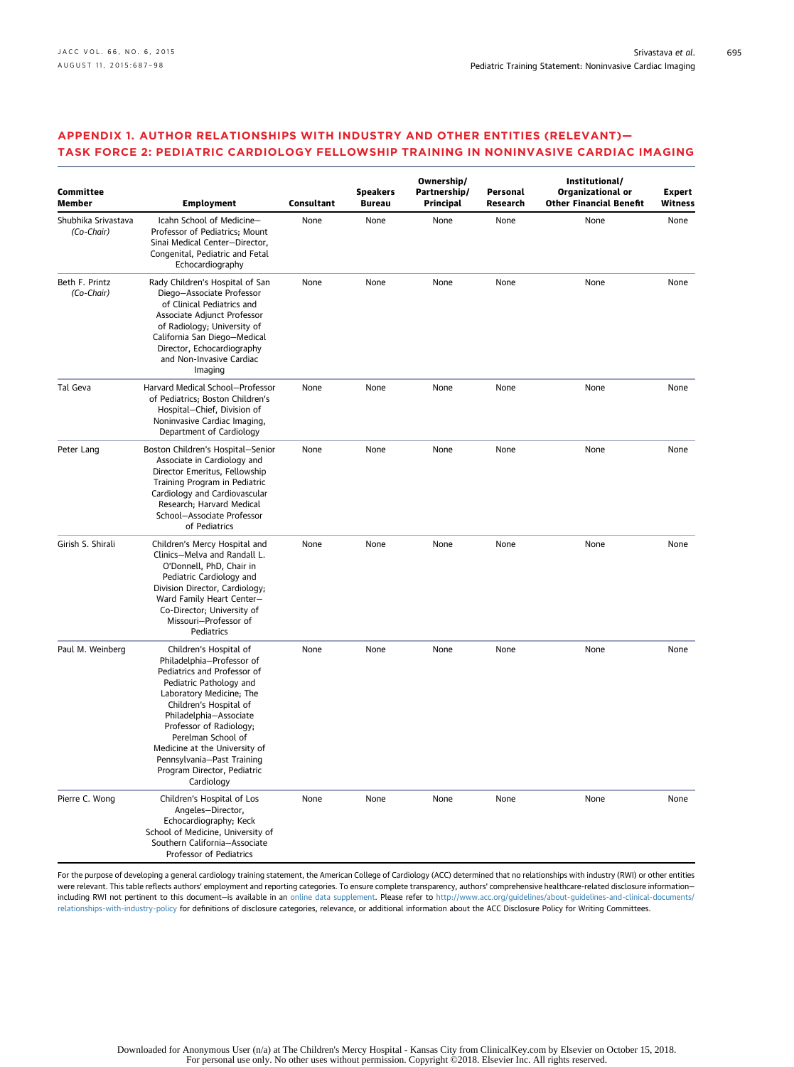## APPENDIX 1. AUTHOR RELATIONSHIPS WITH INDUSTRY AND OTHER ENTITIES (RELEVANT)—TASK FORCE 2: PEDIATRIC CARDIOLOGY FELLOWSHIP TRAINING IN NONINVASIVE CARDIAC IMAGING

| Committee Member | Employment | Consultant | Speakers Bureau | Ownership/ Partnership/ Principal | Personal Research | Institutional/ Organizational or Other Financial Benefit | Expert Witness |
|---|---|---|---|---|---|---|---|
| Shubhika Srivastava *(Co-Chair)* | Icahn School of Medicine—Professor of Pediatrics; Mount Sinai Medical Center—Director, Congenital, Pediatric and Fetal Echocardiography | None | None | None | None | None | None |
| Beth F. Printz *(Co-Chair)* | Rady Children's Hospital of San Diego—Associate Professor of Clinical Pediatrics and Associate Adjunct Professor of Radiology; University of California San Diego—Medical Director, Echocardiography and Non-Invasive Cardiac Imaging | None | None | None | None | None | None |
| Tal Geva | Harvard Medical School—Professor of Pediatrics; Boston Children's Hospital—Chief, Division of Noninvasive Cardiac Imaging, Department of Cardiology | None | None | None | None | None | None |
| Peter Lang | Boston Children's Hospital—Senior Associate in Cardiology and Director Emeritus, Fellowship Training Program in Pediatric Cardiology and Cardiovascular Research; Harvard Medical School—Associate Professor of Pediatrics | None | None | None | None | None | None |
| Girish S. Shirali | Children's Mercy Hospital and Clinics—Melva and Randall L. O'Donnell, PhD, Chair in Pediatric Cardiology and Division Director, Cardiology; Ward Family Heart Center—Co-Director; University of Missouri—Professor of Pediatrics | None | None | None | None | None | None |
| Paul M. Weinberg | Children's Hospital of Philadelphia—Professor of Pediatrics and Professor of Pediatric Pathology and Laboratory Medicine; The Children's Hospital of Philadelphia—Associate Professor of Radiology; Perelman School of Medicine at the University of Pennsylvania—Past Training Program Director, Pediatric Cardiology | None | None | None | None | None | None |
| Pierre C. Wong | Children's Hospital of Los Angeles—Director, Echocardiography; Keck School of Medicine, University of Southern California—Associate Professor of Pediatrics | None | None | None | None | None | None |

For the purpose of developing a general cardiology training statement, the American College of Cardiology (ACC) determined that no relationships with industry (RWI) or other entities were relevant. This table reflects authors' employment and reporting categories. To ensure complete transparency, authors' comprehensive healthcare-related disclosure information—including RWI not pertinent to this document—is available in an online data supplement. Please refer to http://www.acc.org/guidelines/about-guidelines-and-clinical-documents/relationships-with-industry-policy for definitions of disclosure categories, relevance, or additional information about the ACC Disclosure Policy for Writing Committees.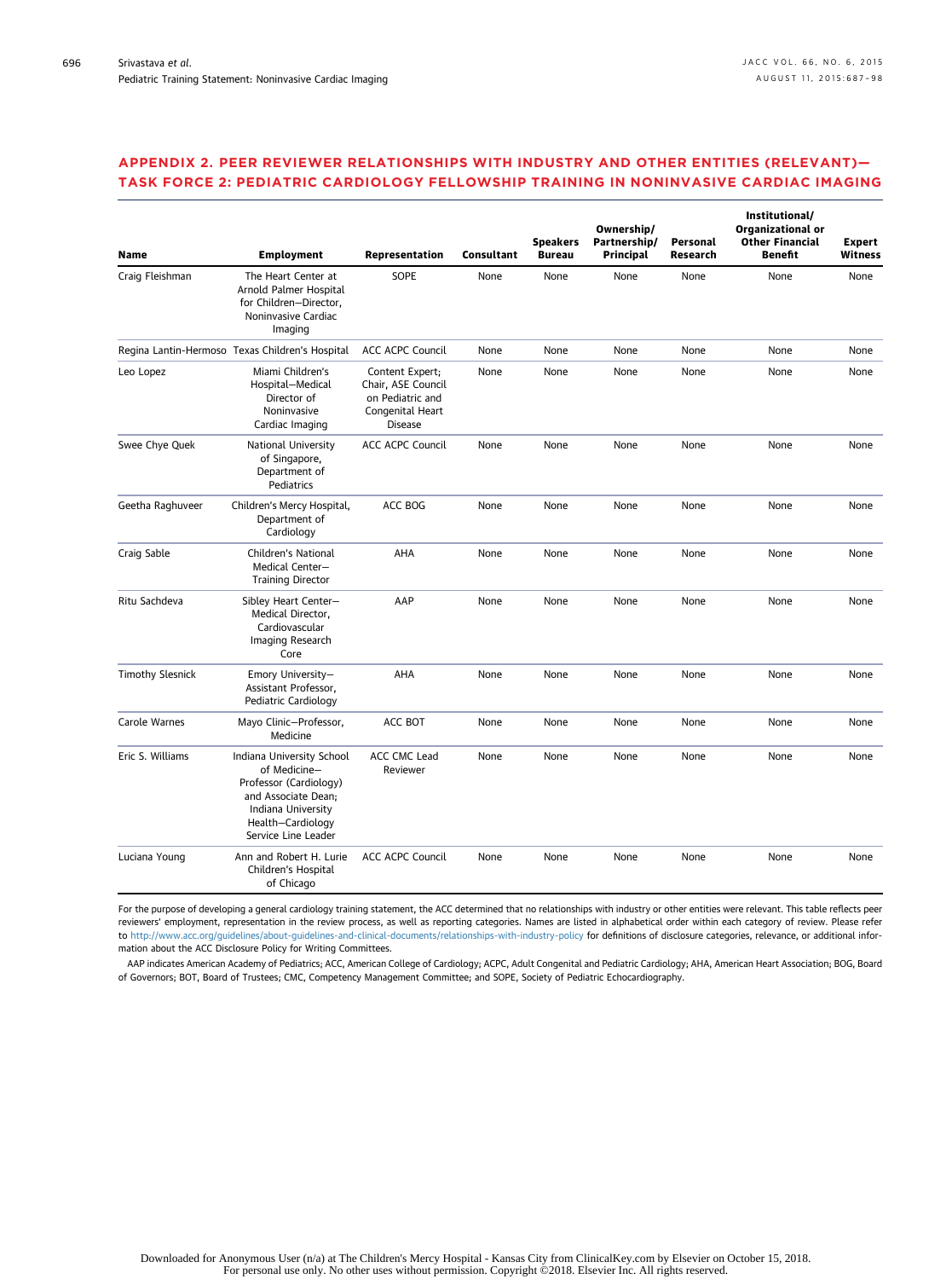## APPENDIX 2. PEER REVIEWER RELATIONSHIPS WITH INDUSTRY AND OTHER ENTITIES (RELEVANT)—TASK FORCE 2: PEDIATRIC CARDIOLOGY FELLOWSHIP TRAINING IN NONINVASIVE CARDIAC IMAGING

| Name | Employment | Representation | Consultant | Speakers Bureau | Ownership/ Partnership/ Principal | Personal Research | Institutional/ Organizational or Other Financial Benefit | Expert Witness |
|---|---|---|---|---|---|---|---|---|
| Craig Fleishman | The Heart Center at Arnold Palmer Hospital for Children—Director, Noninvasive Cardiac Imaging | SOPE | None | None | None | None | None | None |
| Regina Lantin-Hermoso | Texas Children's Hospital | ACC ACPC Council | None | None | None | None | None | None |
| Leo Lopez | Miami Children's Hospital—Medical Director of Noninvasive Cardiac Imaging | Content Expert; Chair, ASE Council on Pediatric and Congenital Heart Disease | None | None | None | None | None | None |
| Swee Chye Quek | National University of Singapore, Department of Pediatrics | ACC ACPC Council | None | None | None | None | None | None |
| Geetha Raghuveer | Children's Mercy Hospital, Department of Cardiology | ACC BOG | None | None | None | None | None | None |
| Craig Sable | Children's National Medical Center—Training Director | AHA | None | None | None | None | None | None |
| Ritu Sachdeva | Sibley Heart Center—Medical Director, Cardiovascular Imaging Research Core | AAP | None | None | None | None | None | None |
| Timothy Slesnick | Emory University—Assistant Professor, Pediatric Cardiology | AHA | None | None | None | None | None | None |
| Carole Warnes | Mayo Clinic—Professor, Medicine | ACC BOT | None | None | None | None | None | None |
| Eric S. Williams | Indiana University School of Medicine—Professor (Cardiology) and Associate Dean; Indiana University Health—Cardiology Service Line Leader | ACC CMC Lead Reviewer | None | None | None | None | None | None |
| Luciana Young | Ann and Robert H. Lurie Children's Hospital of Chicago | ACC ACPC Council | None | None | None | None | None | None |

For the purpose of developing a general cardiology training statement, the ACC determined that no relationships with industry or other entities were relevant. This table reflects peer reviewers' employment, representation in the review process, as well as reporting categories. Names are listed in alphabetical order within each category of review. Please refer to http://www.acc.org/guidelines/about-guidelines-and-clinical-documents/relationships-with-industry-policy for definitions of disclosure categories, relevance, or additional information about the ACC Disclosure Policy for Writing Committees.

AAP indicates American Academy of Pediatrics; ACC, American College of Cardiology; ACPC, Adult Congenital and Pediatric Cardiology; AHA, American Heart Association; BOG, Board of Governors; BOT, Board of Trustees; CMC, Competency Management Committee; and SOPE, Society of Pediatric Echocardiography.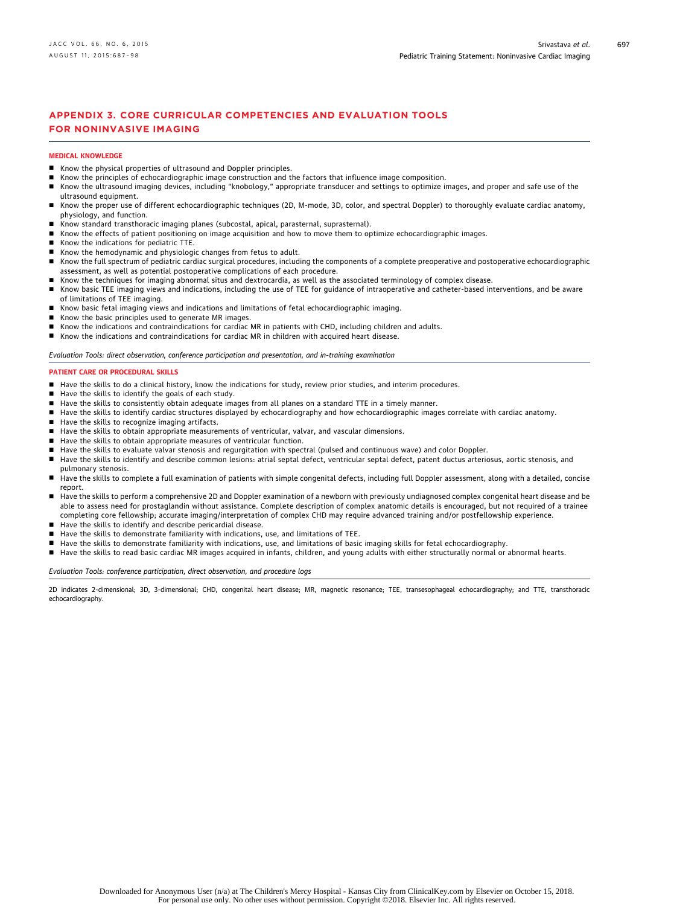## APPENDIX 3. CORE CURRICULAR COMPETENCIES AND EVALUATION TOOLS FOR NONINVASIVE IMAGING

### MEDICAL KNOWLEDGE

- Know the physical properties of ultrasound and Doppler principles.
- Know the principles of echocardiographic image construction and the factors that influence image composition.
- Know the ultrasound imaging devices, including "knobology," appropriate transducer and settings to optimize images, and proper and safe use of the ultrasound equipment.
- Know the proper use of different echocardiographic techniques (2D, M-mode, 3D, color, and spectral Doppler) to thoroughly evaluate cardiac anatomy, physiology, and function.
- Know standard transthoracic imaging planes (subcostal, apical, parasternal, suprasternal).
- Know the effects of patient positioning on image acquisition and how to move them to optimize echocardiographic images.
- Know the indications for pediatric TTE.
- Know the hemodynamic and physiologic changes from fetus to adult.
- Know the full spectrum of pediatric cardiac surgical procedures, including the components of a complete preoperative and postoperative echocardiographic assessment, as well as potential postoperative complications of each procedure.
- Know the techniques for imaging abnormal situs and dextrocardia, as well as the associated terminology of complex disease.
- Know basic TEE imaging views and indications, including the use of TEE for guidance of intraoperative and catheter-based interventions, and be aware of limitations of TEE imaging.
- Know basic fetal imaging views and indications and limitations of fetal echocardiographic imaging.
- Know the basic principles used to generate MR images.
- Know the indications and contraindications for cardiac MR in patients with CHD, including children and adults.
- Know the indications and contraindications for cardiac MR in children with acquired heart disease.

*Evaluation Tools: direct observation, conference participation and presentation, and in-training examination*

### PATIENT CARE OR PROCEDURAL SKILLS

- Have the skills to do a clinical history, know the indications for study, review prior studies, and interim procedures.
- Have the skills to identify the goals of each study.
- Have the skills to consistently obtain adequate images from all planes on a standard TTE in a timely manner.
- Have the skills to identify cardiac structures displayed by echocardiography and how echocardiographic images correlate with cardiac anatomy.
- Have the skills to recognize imaging artifacts.
- Have the skills to obtain appropriate measurements of ventricular, valvar, and vascular dimensions.
- Have the skills to obtain appropriate measures of ventricular function.
- Have the skills to evaluate valvar stenosis and regurgitation with spectral (pulsed and continuous wave) and color Doppler.
- Have the skills to identify and describe common lesions: atrial septal defect, ventricular septal defect, patent ductus arteriosus, aortic stenosis, and pulmonary stenosis.
- Have the skills to complete a full examination of patients with simple congenital defects, including full Doppler assessment, along with a detailed, concise report.
- Have the skills to perform a comprehensive 2D and Doppler examination of a newborn with previously undiagnosed complex congenital heart disease and be able to assess need for prostaglandin without assistance. Complete description of complex anatomic details is encouraged, but not required of a trainee completing core fellowship; accurate imaging/interpretation of complex CHD may require advanced training and/or postfellowship experience.
- Have the skills to identify and describe pericardial disease.
- Have the skills to demonstrate familiarity with indications, use, and limitations of TEE.
- Have the skills to demonstrate familiarity with indications, use, and limitations of basic imaging skills for fetal echocardiography.
- Have the skills to read basic cardiac MR images acquired in infants, children, and young adults with either structurally normal or abnormal hearts.

*Evaluation Tools: conference participation, direct observation, and procedure logs*

2D indicates 2-dimensional; 3D, 3-dimensional; CHD, congenital heart disease; MR, magnetic resonance; TEE, transesophageal echocardiography; and TTE, transthoracic echocardiography.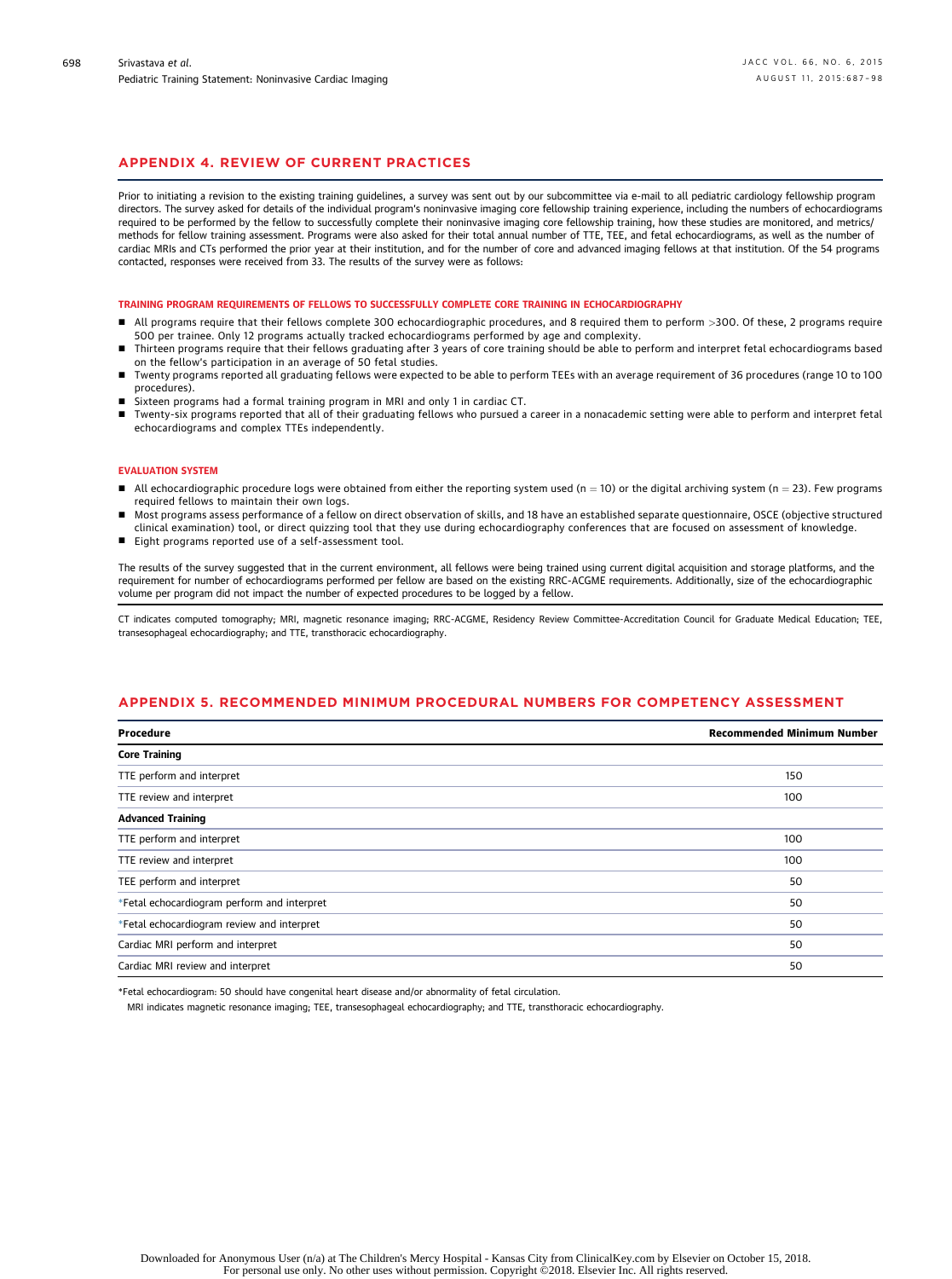## APPENDIX 4. REVIEW OF CURRENT PRACTICES

Prior to initiating a revision to the existing training guidelines, a survey was sent out by our subcommittee via e-mail to all pediatric cardiology fellowship program directors. The survey asked for details of the individual program's noninvasive imaging core fellowship training experience, including the numbers of echocardiograms required to be performed by the fellow to successfully complete their noninvasive imaging core fellowship training, how these studies are monitored, and metrics/methods for fellow training assessment. Programs were also asked for their total annual number of TTE, TEE, and fetal echocardiograms, as well as the number of cardiac MRIs and CTs performed the prior year at their institution, and for the number of core and advanced imaging fellows at that institution. Of the 54 programs contacted, responses were received from 33. The results of the survey were as follows:

### TRAINING PROGRAM REQUIREMENTS OF FELLOWS TO SUCCESSFULLY COMPLETE CORE TRAINING IN ECHOCARDIOGRAPHY

- All programs require that their fellows complete 300 echocardiographic procedures, and 8 required them to perform >300. Of these, 2 programs require 500 per trainee. Only 12 programs actually tracked echocardiograms performed by age and complexity.
- Thirteen programs require that their fellows graduating after 3 years of core training should be able to perform and interpret fetal echocardiograms based on the fellow's participation in an average of 50 fetal studies.
- Twenty programs reported all graduating fellows were expected to be able to perform TEEs with an average requirement of 36 procedures (range 10 to 100 procedures).
- Sixteen programs had a formal training program in MRI and only 1 in cardiac CT.
- Twenty-six programs reported that all of their graduating fellows who pursued a career in a nonacademic setting were able to perform and interpret fetal echocardiograms and complex TTEs independently.

### EVALUATION SYSTEM

- All echocardiographic procedure logs were obtained from either the reporting system used (n = 10) or the digital archiving system (n = 23). Few programs required fellows to maintain their own logs.
- Most programs assess performance of a fellow on direct observation of skills, and 18 have an established separate questionnaire, OSCE (objective structured clinical examination) tool, or direct quizzing tool that they use during echocardiography conferences that are focused on assessment of knowledge.
- Eight programs reported use of a self-assessment tool.

The results of the survey suggested that in the current environment, all fellows were being trained using current digital acquisition and storage platforms, and the requirement for number of echocardiograms performed per fellow are based on the existing RRC-ACGME requirements. Additionally, size of the echocardiographic volume per program did not impact the number of expected procedures to be logged by a fellow.

CT indicates computed tomography; MRI, magnetic resonance imaging; RRC-ACGME, Residency Review Committee-Accreditation Council for Graduate Medical Education; TEE, transesophageal echocardiography; and TTE, transthoracic echocardiography.

## APPENDIX 5. RECOMMENDED MINIMUM PROCEDURAL NUMBERS FOR COMPETENCY ASSESSMENT

| Procedure | Recommended Minimum Number |
|---|---|
| **Core Training** | |
| TTE perform and interpret | 150 |
| TTE review and interpret | 100 |
| **Advanced Training** | |
| TTE perform and interpret | 100 |
| TTE review and interpret | 100 |
| TEE perform and interpret | 50 |
| *Fetal echocardiogram perform and interpret | 50 |
| *Fetal echocardiogram review and interpret | 50 |
| Cardiac MRI perform and interpret | 50 |
| Cardiac MRI review and interpret | 50 |

*Fetal echocardiogram: 50 should have congenital heart disease and/or abnormality of fetal circulation.

MRI indicates magnetic resonance imaging; TEE, transesophageal echocardiography; and TTE, transthoracic echocardiography.